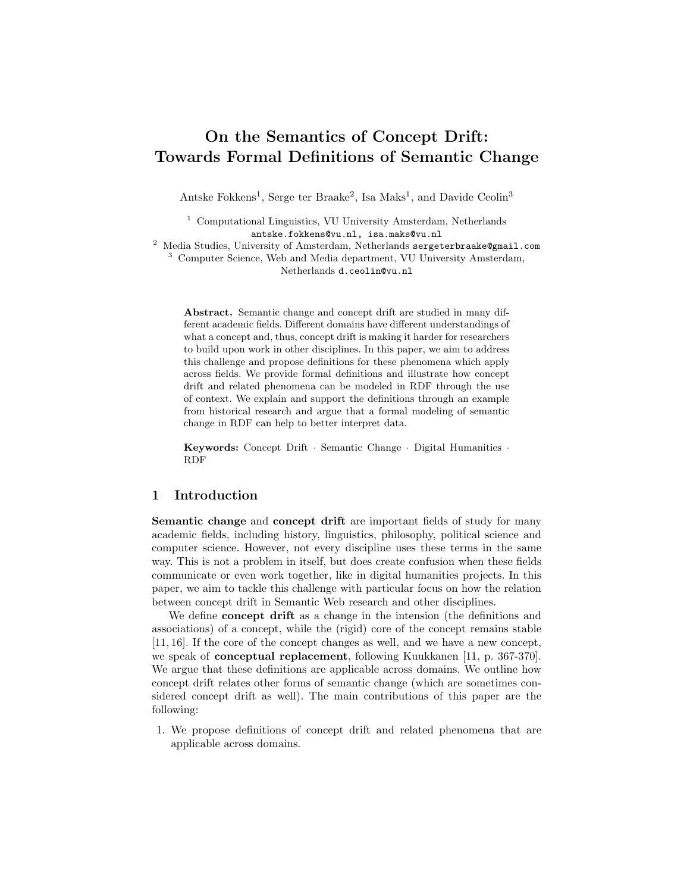# On the Semantics of Concept Drift: Towards Formal Definitions of Semantic Change

Antske Fokkens[1], Serge ter Braake[2], Isa Maks[1], and Davide Ceolin[3]

[1] Computational Linguistics, VU University Amsterdam, Netherlands
antske.fokkens@vu.nl, isa.maks@vu.nl
[2] Media Studies, University of Amsterdam, Netherlands sergeterbraake@gmail.com
[3] Computer Science, Web and Media department, VU University Amsterdam, Netherlands d.ceolin@vu.nl

**Abstract.** Semantic change and concept drift are studied in many different academic fields. Different domains have different understandings of what a concept and, thus, concept drift is making it harder for researchers to build upon work in other disciplines. In this paper, we aim to address this challenge and propose definitions for these phenomena which apply across fields. We provide formal definitions and illustrate how concept drift and related phenomena can be modeled in RDF through the use of context. We explain and support the definitions through an example from historical research and argue that a formal modeling of semantic change in RDF can help to better interpret data.

**Keywords:** Concept Drift · Semantic Change · Digital Humanities · RDF

## 1 Introduction

**Semantic change** and **concept drift** are important fields of study for many academic fields, including history, linguistics, philosophy, political science and computer science. However, not every discipline uses these terms in the same way. This is not a problem in itself, but does create confusion when these fields communicate or even work together, like in digital humanities projects. In this paper, we aim to tackle this challenge with particular focus on how the relation between concept drift in Semantic Web research and other disciplines.

We define **concept drift** as a change in the intension (the definitions and associations) of a concept, while the (rigid) core of the concept remains stable [11, 16]. If the core of the concept changes as well, and we have a new concept, we speak of **conceptual replacement**, following Kuukkanen [11, p. 367-370]. We argue that these definitions are applicable across domains. We outline how concept drift relates other forms of semantic change (which are sometimes considered concept drift as well). The main contributions of this paper are the following:

1. We propose definitions of concept drift and related phenomena that are applicable across domains.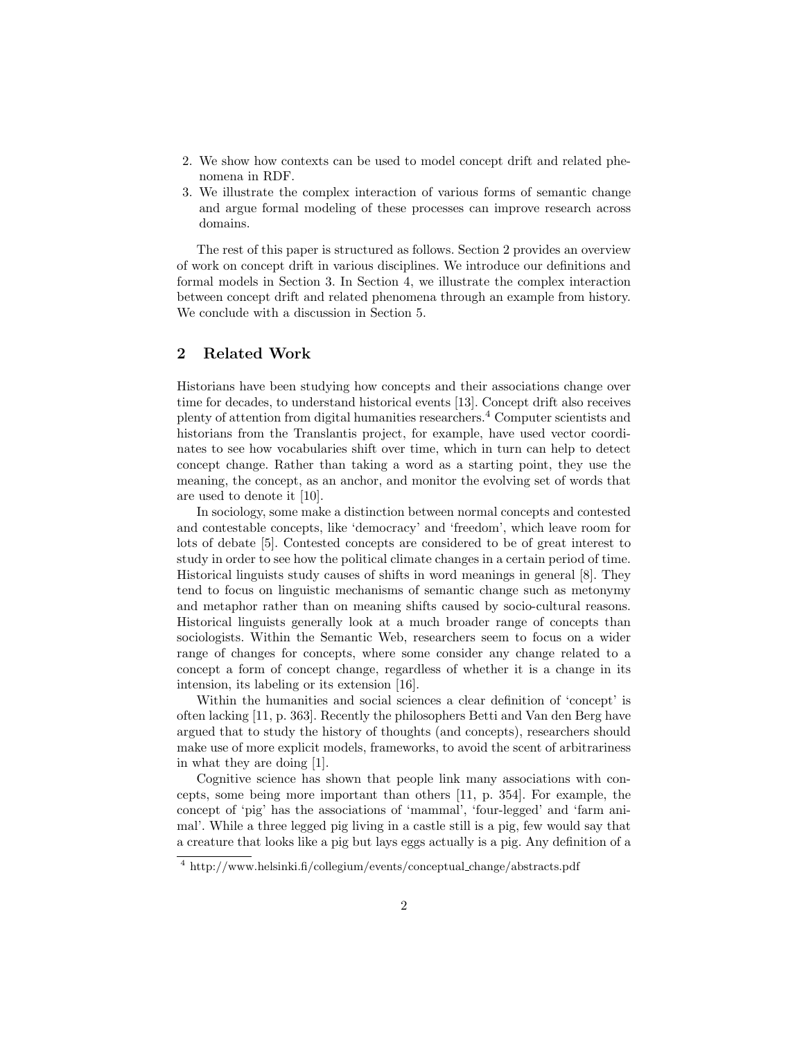2. We show how contexts can be used to model concept drift and related phenomena in RDF.
3. We illustrate the complex interaction of various forms of semantic change and argue formal modeling of these processes can improve research across domains.

The rest of this paper is structured as follows. Section 2 provides an overview of work on concept drift in various disciplines. We introduce our definitions and formal models in Section 3. In Section 4, we illustrate the complex interaction between concept drift and related phenomena through an example from history. We conclude with a discussion in Section 5.

## 2 Related Work

Historians have been studying how concepts and their associations change over time for decades, to understand historical events [13]. Concept drift also receives plenty of attention from digital humanities researchers.[4] Computer scientists and historians from the Translantis project, for example, have used vector coordinates to see how vocabularies shift over time, which in turn can help to detect concept change. Rather than taking a word as a starting point, they use the meaning, the concept, as an anchor, and monitor the evolving set of words that are used to denote it [10].

In sociology, some make a distinction between normal concepts and contested and contestable concepts, like 'democracy' and 'freedom', which leave room for lots of debate [5]. Contested concepts are considered to be of great interest to study in order to see how the political climate changes in a certain period of time. Historical linguists study causes of shifts in word meanings in general [8]. They tend to focus on linguistic mechanisms of semantic change such as metonymy and metaphor rather than on meaning shifts caused by socio-cultural reasons. Historical linguists generally look at a much broader range of concepts than sociologists. Within the Semantic Web, researchers seem to focus on a wider range of changes for concepts, where some consider any change related to a concept a form of concept change, regardless of whether it is a change in its intension, its labeling or its extension [16].

Within the humanities and social sciences a clear definition of 'concept' is often lacking [11, p. 363]. Recently the philosophers Betti and Van den Berg have argued that to study the history of thoughts (and concepts), researchers should make use of more explicit models, frameworks, to avoid the scent of arbitrariness in what they are doing [1].

Cognitive science has shown that people link many associations with concepts, some being more important than others [11, p. 354]. For example, the concept of 'pig' has the associations of 'mammal', 'four-legged' and 'farm animal'. While a three legged pig living in a castle still is a pig, few would say that a creature that looks like a pig but lays eggs actually is a pig. Any definition of a

[4] http://www.helsinki.fi/collegium/events/conceptual_change/abstracts.pdf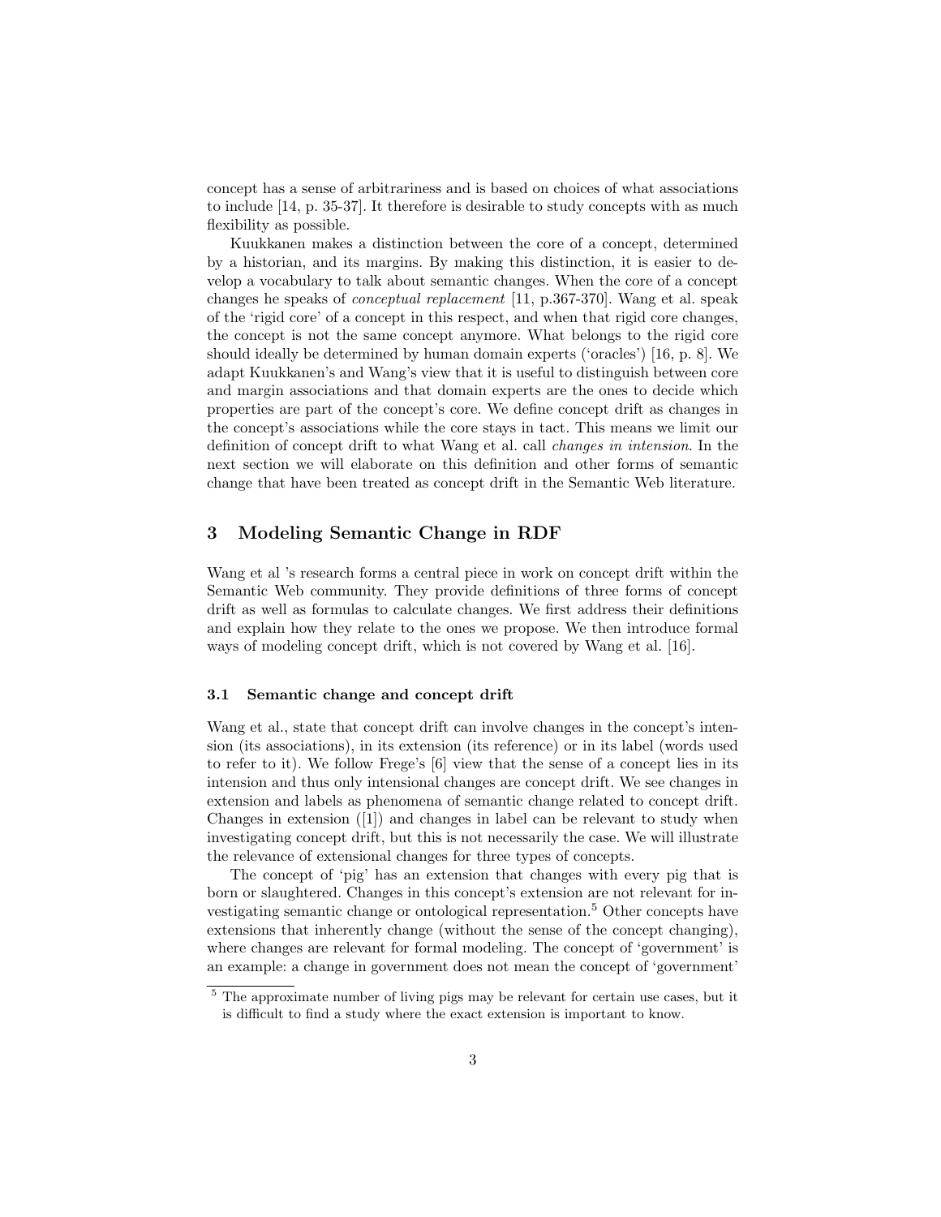concept has a sense of arbitrariness and is based on choices of what associations to include [14, p. 35-37]. It therefore is desirable to study concepts with as much flexibility as possible.

Kuukkanen makes a distinction between the core of a concept, determined by a historian, and its margins. By making this distinction, it is easier to develop a vocabulary to talk about semantic changes. When the core of a concept changes he speaks of *conceptual replacement* [11, p.367-370]. Wang et al. speak of the 'rigid core' of a concept in this respect, and when that rigid core changes, the concept is not the same concept anymore. What belongs to the rigid core should ideally be determined by human domain experts ('oracles') [16, p. 8]. We adapt Kuukkanen's and Wang's view that it is useful to distinguish between core and margin associations and that domain experts are the ones to decide which properties are part of the concept's core. We define concept drift as changes in the concept's associations while the core stays in tact. This means we limit our definition of concept drift to what Wang et al. call *changes in intension*. In the next section we will elaborate on this definition and other forms of semantic change that have been treated as concept drift in the Semantic Web literature.

## 3 Modeling Semantic Change in RDF

Wang et al 's research forms a central piece in work on concept drift within the Semantic Web community. They provide definitions of three forms of concept drift as well as formulas to calculate changes. We first address their definitions and explain how they relate to the ones we propose. We then introduce formal ways of modeling concept drift, which is not covered by Wang et al. [16].

### 3.1 Semantic change and concept drift

Wang et al., state that concept drift can involve changes in the concept's intension (its associations), in its extension (its reference) or in its label (words used to refer to it). We follow Frege's [6] view that the sense of a concept lies in its intension and thus only intensional changes are concept drift. We see changes in extension and labels as phenomena of semantic change related to concept drift. Changes in extension ([1]) and changes in label can be relevant to study when investigating concept drift, but this is not necessarily the case. We will illustrate the relevance of extensional changes for three types of concepts.

The concept of 'pig' has an extension that changes with every pig that is born or slaughtered. Changes in this concept's extension are not relevant for investigating semantic change or ontological representation.[5] Other concepts have extensions that inherently change (without the sense of the concept changing), where changes are relevant for formal modeling. The concept of 'government' is an example: a change in government does not mean the concept of 'government'

[5] The approximate number of living pigs may be relevant for certain use cases, but it is difficult to find a study where the exact extension is important to know.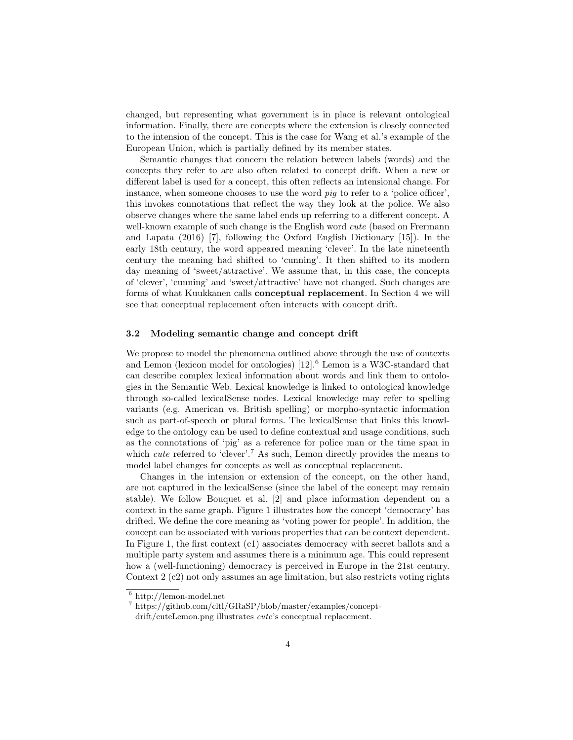changed, but representing what government is in place is relevant ontological information. Finally, there are concepts where the extension is closely connected to the intension of the concept. This is the case for Wang et al.'s example of the European Union, which is partially defined by its member states.

Semantic changes that concern the relation between labels (words) and the concepts they refer to are also often related to concept drift. When a new or different label is used for a concept, this often reflects an intensional change. For instance, when someone chooses to use the word *pig* to refer to a 'police officer', this invokes connotations that reflect the way they look at the police. We also observe changes where the same label ends up referring to a different concept. A well-known example of such change is the English word *cute* (based on Frermann and Lapata (2016) [7], following the Oxford English Dictionary [15]). In the early 18th century, the word appeared meaning 'clever'. In the late nineteenth century the meaning had shifted to 'cunning'. It then shifted to its modern day meaning of 'sweet/attractive'. We assume that, in this case, the concepts of 'clever', 'cunning' and 'sweet/attractive' have not changed. Such changes are forms of what Kuukkanen calls **conceptual replacement**. In Section 4 we will see that conceptual replacement often interacts with concept drift.

### 3.2 Modeling semantic change and concept drift

We propose to model the phenomena outlined above through the use of contexts and Lemon (lexicon model for ontologies) [12].[6] Lemon is a W3C-standard that can describe complex lexical information about words and link them to ontologies in the Semantic Web. Lexical knowledge is linked to ontological knowledge through so-called lexicalSense nodes. Lexical knowledge may refer to spelling variants (e.g. American vs. British spelling) or morpho-syntactic information such as part-of-speech or plural forms. The lexicalSense that links this knowledge to the ontology can be used to define contextual and usage conditions, such as the connotations of 'pig' as a reference for police man or the time span in which *cute* referred to 'clever'.[7] As such, Lemon directly provides the means to model label changes for concepts as well as conceptual replacement.

Changes in the intension or extension of the concept, on the other hand, are not captured in the lexicalSense (since the label of the concept may remain stable). We follow Bouquet et al. [2] and place information dependent on a context in the same graph. Figure 1 illustrates how the concept 'democracy' has drifted. We define the core meaning as 'voting power for people'. In addition, the concept can be associated with various properties that can be context dependent. In Figure 1, the first context (c1) associates democracy with secret ballots and a multiple party system and assumes there is a minimum age. This could represent how a (well-functioning) democracy is perceived in Europe in the 21st century. Context 2 (c2) not only assumes an age limitation, but also restricts voting rights

[6] http://lemon-model.net

[7] https://github.com/cltl/GRaSP/blob/master/examples/concept-drift/cuteLemon.png illustrates *cute*'s conceptual replacement.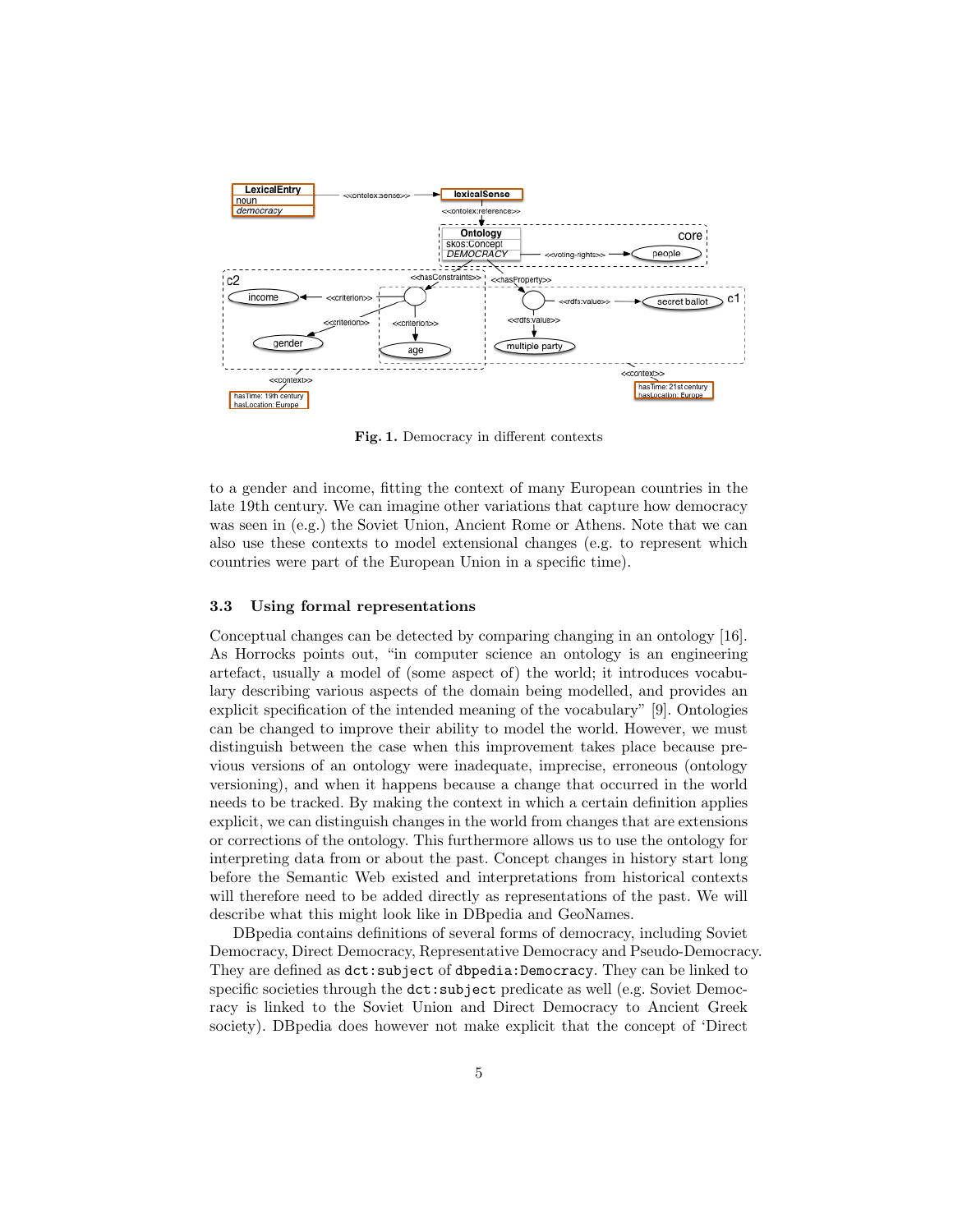**Fig. 1.** Democracy in different contexts

to a gender and income, fitting the context of many European countries in the late 19th century. We can imagine other variations that capture how democracy was seen in (e.g.) the Soviet Union, Ancient Rome or Athens. Note that we can also use these contexts to model extensional changes (e.g. to represent which countries were part of the European Union in a specific time).

### 3.3 Using formal representations

Conceptual changes can be detected by comparing changing in an ontology [16]. As Horrocks points out, "in computer science an ontology is an engineering artefact, usually a model of (some aspect of) the world; it introduces vocabulary describing various aspects of the domain being modelled, and provides an explicit specification of the intended meaning of the vocabulary" [9]. Ontologies can be changed to improve their ability to model the world. However, we must distinguish between the case when this improvement takes place because previous versions of an ontology were inadequate, imprecise, erroneous (ontology versioning), and when it happens because a change that occurred in the world needs to be tracked. By making the context in which a certain definition applies explicit, we can distinguish changes in the world from changes that are extensions or corrections of the ontology. This furthermore allows us to use the ontology for interpreting data from or about the past. Concept changes in history start long before the Semantic Web existed and interpretations from historical contexts will therefore need to be added directly as representations of the past. We will describe what this might look like in DBpedia and GeoNames.

DBpedia contains definitions of several forms of democracy, including Soviet Democracy, Direct Democracy, Representative Democracy and Pseudo-Democracy. They are defined as `dct:subject` of `dbpedia:Democracy`. They can be linked to specific societies through the `dct:subject` predicate as well (e.g. Soviet Democracy is linked to the Soviet Union and Direct Democracy to Ancient Greek society). DBpedia does however not make explicit that the concept of 'Direct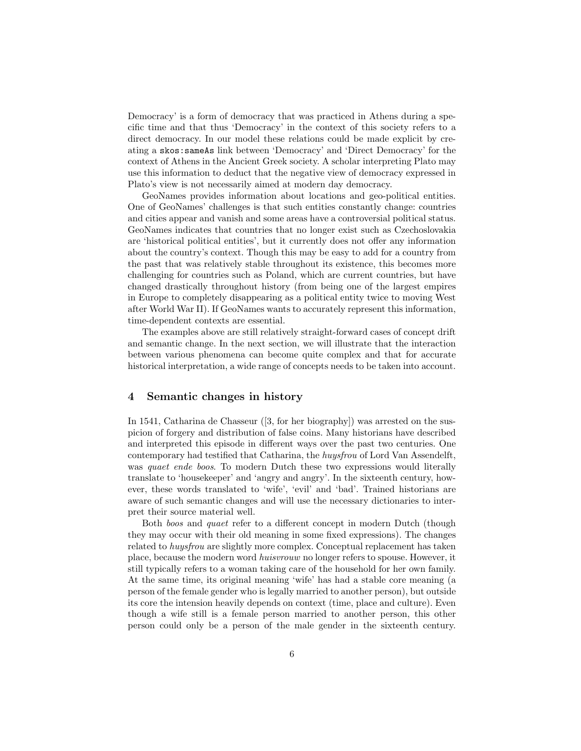Democracy' is a form of democracy that was practiced in Athens during a specific time and that thus 'Democracy' in the context of this society refers to a direct democracy. In our model these relations could be made explicit by creating a `skos:sameAs` link between 'Democracy' and 'Direct Democracy' for the context of Athens in the Ancient Greek society. A scholar interpreting Plato may use this information to deduct that the negative view of democracy expressed in Plato's view is not necessarily aimed at modern day democracy.

GeoNames provides information about locations and geo-political entities. One of GeoNames' challenges is that such entities constantly change: countries and cities appear and vanish and some areas have a controversial political status. GeoNames indicates that countries that no longer exist such as Czechoslovakia are 'historical political entities', but it currently does not offer any information about the country's context. Though this may be easy to add for a country from the past that was relatively stable throughout its existence, this becomes more challenging for countries such as Poland, which are current countries, but have changed drastically throughout history (from being one of the largest empires in Europe to completely disappearing as a political entity twice to moving West after World War II). If GeoNames wants to accurately represent this information, time-dependent contexts are essential.

The examples above are still relatively straight-forward cases of concept drift and semantic change. In the next section, we will illustrate that the interaction between various phenomena can become quite complex and that for accurate historical interpretation, a wide range of concepts needs to be taken into account.

## 4 Semantic changes in history

In 1541, Catharina de Chasseur ([3, for her biography]) was arrested on the suspicion of forgery and distribution of false coins. Many historians have described and interpreted this episode in different ways over the past two centuries. One contemporary had testified that Catharina, the *huysfrou* of Lord Van Assendelft, was *quaet ende boos*. To modern Dutch these two expressions would literally translate to 'housekeeper' and 'angry and angry'. In the sixteenth century, however, these words translated to 'wife', 'evil' and 'bad'. Trained historians are aware of such semantic changes and will use the necessary dictionaries to interpret their source material well.

Both *boos* and *quaet* refer to a different concept in modern Dutch (though they may occur with their old meaning in some fixed expressions). The changes related to *huysfrou* are slightly more complex. Conceptual replacement has taken place, because the modern word *huisvrouw* no longer refers to spouse. However, it still typically refers to a woman taking care of the household for her own family. At the same time, its original meaning 'wife' has had a stable core meaning (a person of the female gender who is legally married to another person), but outside its core the intension heavily depends on context (time, place and culture). Even though a wife still is a female person married to another person, this other person could only be a person of the male gender in the sixteenth century.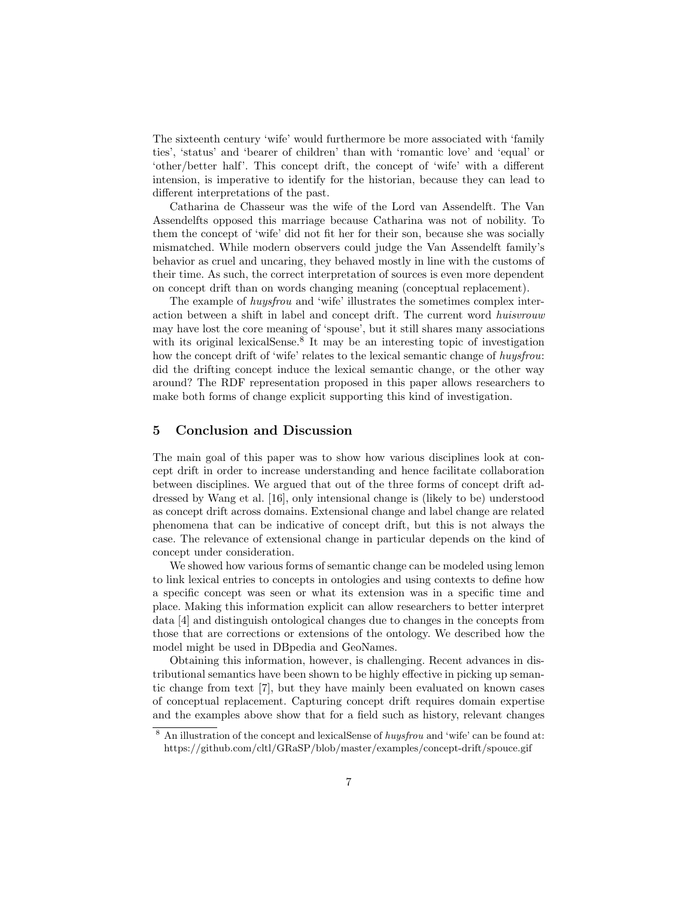The sixteenth century 'wife' would furthermore be more associated with 'family ties', 'status' and 'bearer of children' than with 'romantic love' and 'equal' or 'other/better half'. This concept drift, the concept of 'wife' with a different intension, is imperative to identify for the historian, because they can lead to different interpretations of the past.

Catharina de Chasseur was the wife of the Lord van Assendelft. The Van Assendelfts opposed this marriage because Catharina was not of nobility. To them the concept of 'wife' did not fit her for their son, because she was socially mismatched. While modern observers could judge the Van Assendelft family's behavior as cruel and uncaring, they behaved mostly in line with the customs of their time. As such, the correct interpretation of sources is even more dependent on concept drift than on words changing meaning (conceptual replacement).

The example of *huysfrou* and 'wife' illustrates the sometimes complex interaction between a shift in label and concept drift. The current word *huisvrouw* may have lost the core meaning of 'spouse', but it still shares many associations with its original lexicalSense.[8] It may be an interesting topic of investigation how the concept drift of 'wife' relates to the lexical semantic change of *huysfrou*: did the drifting concept induce the lexical semantic change, or the other way around? The RDF representation proposed in this paper allows researchers to make both forms of change explicit supporting this kind of investigation.

## 5 Conclusion and Discussion

The main goal of this paper was to show how various disciplines look at concept drift in order to increase understanding and hence facilitate collaboration between disciplines. We argued that out of the three forms of concept drift addressed by Wang et al. [16], only intensional change is (likely to be) understood as concept drift across domains. Extensional change and label change are related phenomena that can be indicative of concept drift, but this is not always the case. The relevance of extensional change in particular depends on the kind of concept under consideration.

We showed how various forms of semantic change can be modeled using lemon to link lexical entries to concepts in ontologies and using contexts to define how a specific concept was seen or what its extension was in a specific time and place. Making this information explicit can allow researchers to better interpret data [4] and distinguish ontological changes due to changes in the concepts from those that are corrections or extensions of the ontology. We described how the model might be used in DBpedia and GeoNames.

Obtaining this information, however, is challenging. Recent advances in distributional semantics have been shown to be highly effective in picking up semantic change from text [7], but they have mainly been evaluated on known cases of conceptual replacement. Capturing concept drift requires domain expertise and the examples above show that for a field such as history, relevant changes

[8] An illustration of the concept and lexicalSense of *huysfrou* and 'wife' can be found at: https://github.com/cltl/GRaSP/blob/master/examples/concept-drift/spouce.gif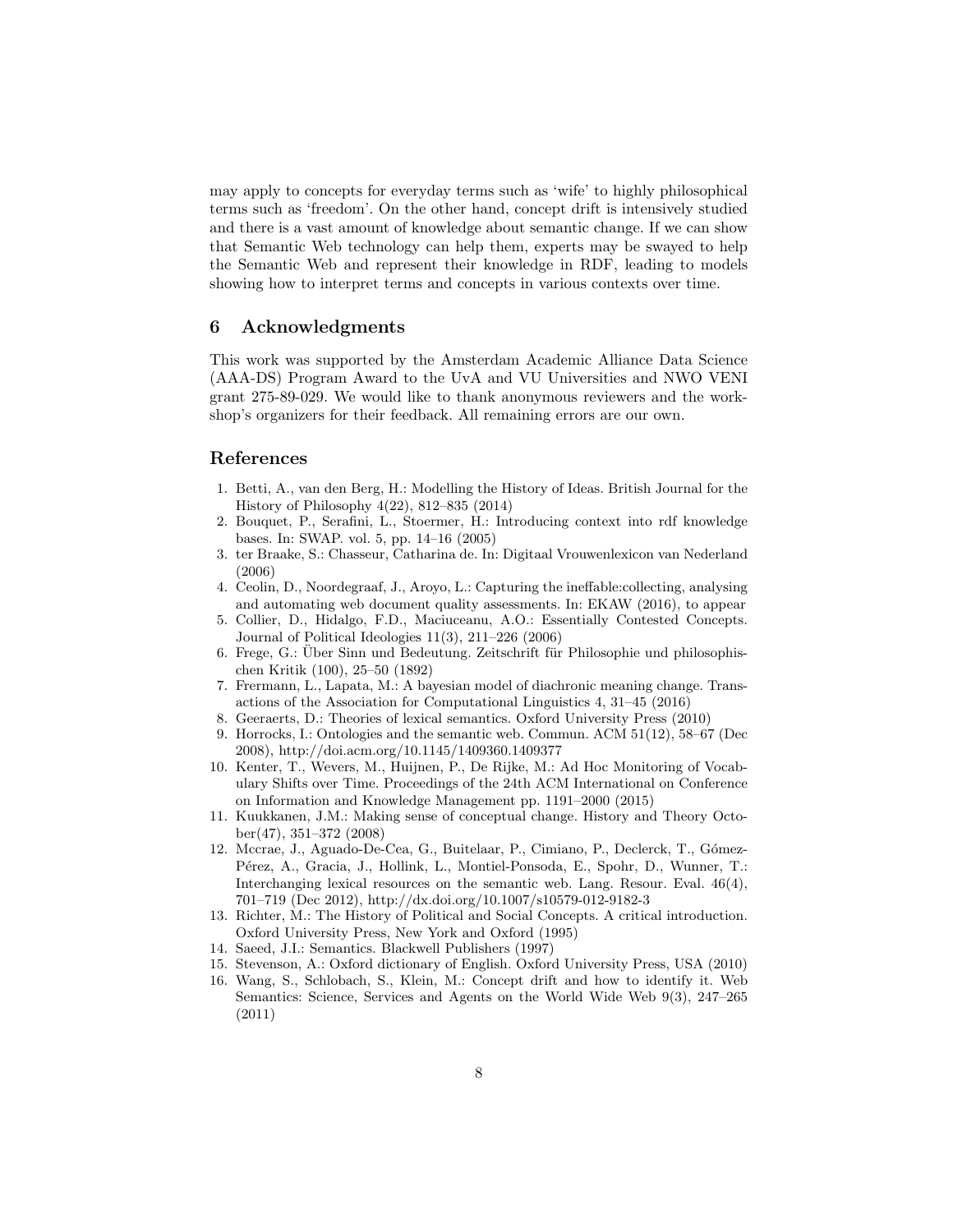may apply to concepts for everyday terms such as 'wife' to highly philosophical terms such as 'freedom'. On the other hand, concept drift is intensively studied and there is a vast amount of knowledge about semantic change. If we can show that Semantic Web technology can help them, experts may be swayed to help the Semantic Web and represent their knowledge in RDF, leading to models showing how to interpret terms and concepts in various contexts over time.

## 6 Acknowledgments

This work was supported by the Amsterdam Academic Alliance Data Science (AAA-DS) Program Award to the UvA and VU Universities and NWO VENI grant 275-89-029. We would like to thank anonymous reviewers and the workshop's organizers for their feedback. All remaining errors are our own.

## References

1. Betti, A., van den Berg, H.: Modelling the History of Ideas. British Journal for the History of Philosophy 4(22), 812–835 (2014)
2. Bouquet, P., Serafini, L., Stoermer, H.: Introducing context into rdf knowledge bases. In: SWAP. vol. 5, pp. 14–16 (2005)
3. ter Braake, S.: Chasseur, Catharina de. In: Digitaal Vrouwenlexicon van Nederland (2006)
4. Ceolin, D., Noordegraaf, J., Aroyo, L.: Capturing the ineffable:collecting, analysing and automating web document quality assessments. In: EKAW (2016), to appear
5. Collier, D., Hidalgo, F.D., Maciuceanu, A.O.: Essentially Contested Concepts. Journal of Political Ideologies 11(3), 211–226 (2006)
6. Frege, G.: Über Sinn und Bedeutung. Zeitschrift für Philosophie und philosophischen Kritik (100), 25–50 (1892)
7. Fremann, L., Lapata, M.: A bayesian model of diachronic meaning change. Transactions of the Association for Computational Linguistics 4, 31–45 (2016)
8. Geeraerts, D.: Theories of lexical semantics. Oxford University Press (2010)
9. Horrocks, I.: Ontologies and the semantic web. Commun. ACM 51(12), 58–67 (Dec 2008), http://doi.acm.org/10.1145/1409360.1409377
10. Kenter, T., Wevers, M., Huijnen, P., De Rijke, M.: Ad Hoc Monitoring of Vocabulary Shifts over Time. Proceedings of the 24th ACM International on Conference on Information and Knowledge Management pp. 1191–2000 (2015)
11. Kuukkanen, J.M.: Making sense of conceptual change. History and Theory October(47), 351–372 (2008)
12. Mccrae, J., Aguado-De-Cea, G., Buitelaar, P., Cimiano, P., Declerck, T., Gómez-Pérez, A., Gracia, J., Hollink, L., Montiel-Ponsoda, E., Spohr, D., Wunner, T.: Interchanging lexical resources on the semantic web. Lang. Resour. Eval. 46(4), 701–719 (Dec 2012), http://dx.doi.org/10.1007/s10579-012-9182-3
13. Richter, M.: The History of Political and Social Concepts. A critical introduction. Oxford University Press, New York and Oxford (1995)
14. Saeed, J.I.: Semantics. Blackwell Publishers (1997)
15. Stevenson, A.: Oxford dictionary of English. Oxford University Press, USA (2010)
16. Wang, S., Schlobach, S., Klein, M.: Concept drift and how to identify it. Web Semantics: Science, Services and Agents on the World Wide Web 9(3), 247–265 (2011)